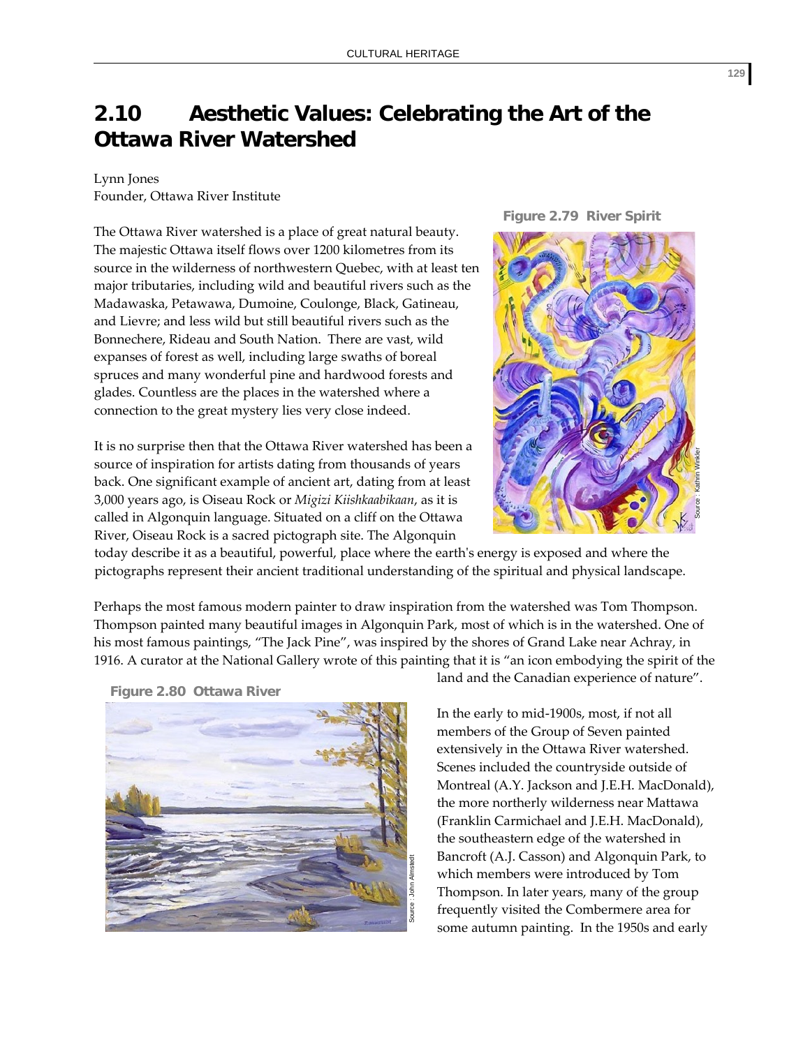## 2.10 Aesthetic Values: Celebrating the Art of the Ottawa River Watershed

Lynn Jones
Founder, Ottawa River Institute

The Ottawa River watershed is a place of great natural beauty. The majestic Ottawa itself flows over 1200 kilometres from its source in the wilderness of northwestern Quebec, with at least ten major tributaries, including wild and beautiful rivers such as the Madawaska, Petawawa, Dumoine, Coulonge, Black, Gatineau, and Lievre; and less wild but still beautiful rivers such as the Bonnechere, Rideau and South Nation. There are vast, wild expanses of forest as well, including large swaths of boreal spruces and many wonderful pine and hardwood forests and glades. Countless are the places in the watershed where a connection to the great mystery lies very close indeed.

**Figure 2.79 River Spirit**

Source: Kathrin Winkler

It is no surprise then that the Ottawa River watershed has been a source of inspiration for artists dating from thousands of years back. One significant example of ancient art, dating from at least 3,000 years ago, is Oiseau Rock or *Migizi Kiishkaabikaan*, as it is called in Algonquin language. Situated on a cliff on the Ottawa River, Oiseau Rock is a sacred pictograph site. The Algonquin today describe it as a beautiful, powerful, place where the earth's energy is exposed and where the pictographs represent their ancient traditional understanding of the spiritual and physical landscape.

Perhaps the most famous modern painter to draw inspiration from the watershed was Tom Thompson. Thompson painted many beautiful images in Algonquin Park, most of which is in the watershed. One of his most famous paintings, "The Jack Pine", was inspired by the shores of Grand Lake near Achray, in 1916. A curator at the National Gallery wrote of this painting that it is "an icon embodying the spirit of the land and the Canadian experience of nature".

**Figure 2.80 Ottawa River**

Source: John Almstedt

In the early to mid-1900s, most, if not all members of the Group of Seven painted extensively in the Ottawa River watershed. Scenes included the countryside outside of Montreal (A.Y. Jackson and J.E.H. MacDonald), the more northerly wilderness near Mattawa (Franklin Carmichael and J.E.H. MacDonald), the southeastern edge of the watershed in Bancroft (A.J. Casson) and Algonquin Park, to which members were introduced by Tom Thompson. In later years, many of the group frequently visited the Combermere area for some autumn painting. In the 1950s and early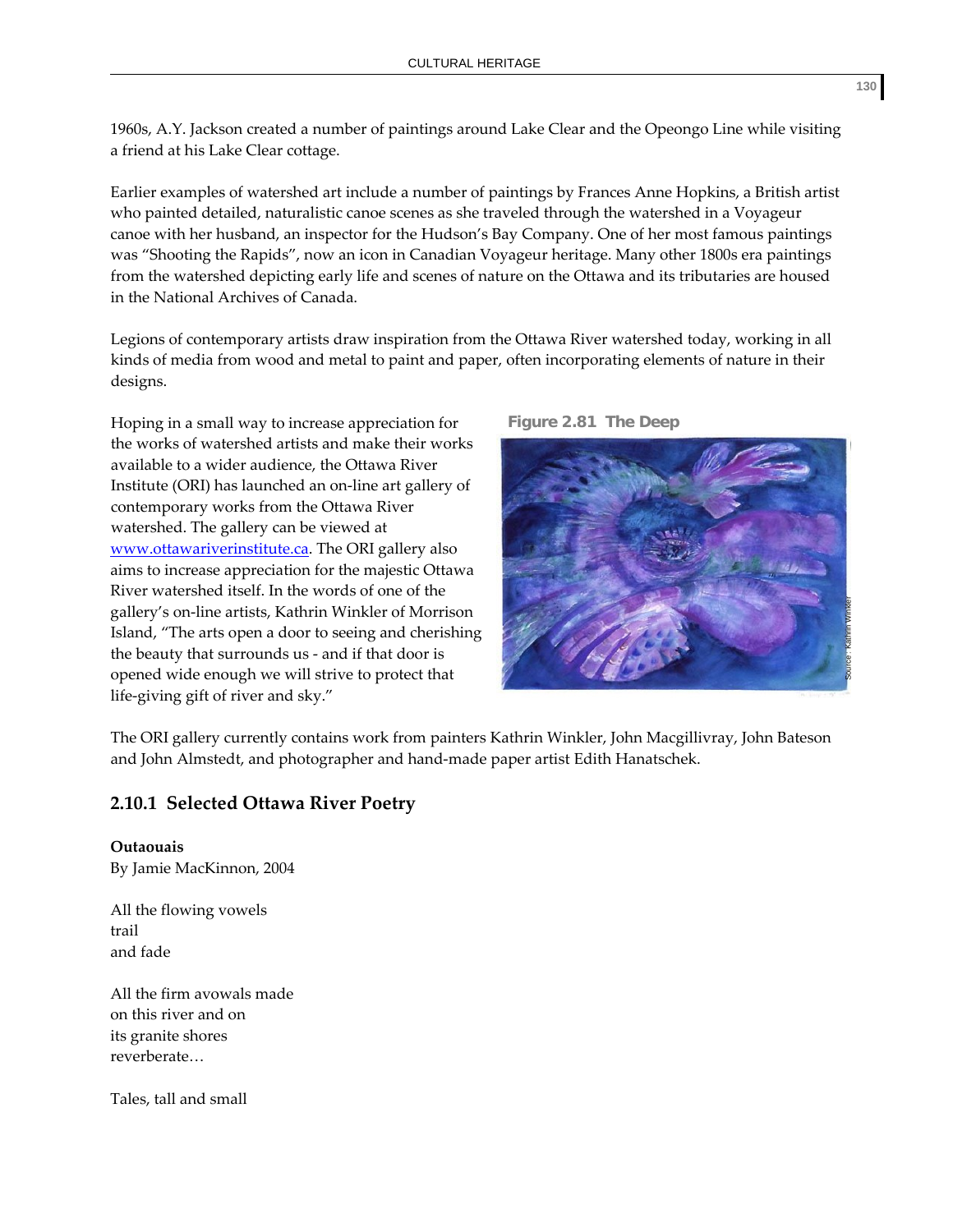1960s, A.Y. Jackson created a number of paintings around Lake Clear and the Opeongo Line while visiting a friend at his Lake Clear cottage.

Earlier examples of watershed art include a number of paintings by Frances Anne Hopkins, a British artist who painted detailed, naturalistic canoe scenes as she traveled through the watershed in a Voyageur canoe with her husband, an inspector for the Hudson's Bay Company. One of her most famous paintings was "Shooting the Rapids", now an icon in Canadian Voyageur heritage. Many other 1800s era paintings from the watershed depicting early life and scenes of nature on the Ottawa and its tributaries are housed in the National Archives of Canada.

Legions of contemporary artists draw inspiration from the Ottawa River watershed today, working in all kinds of media from wood and metal to paint and paper, often incorporating elements of nature in their designs.

Hoping in a small way to increase appreciation for the works of watershed artists and make their works available to a wider audience, the Ottawa River Institute (ORI) has launched an on-line art gallery of contemporary works from the Ottawa River watershed. The gallery can be viewed at www.ottawariverinstitute.ca. The ORI gallery also aims to increase appreciation for the majestic Ottawa River watershed itself. In the words of one of the gallery's on-line artists, Kathrin Winkler of Morrison Island, "The arts open a door to seeing and cherishing the beauty that surrounds us - and if that door is opened wide enough we will strive to protect that life-giving gift of river and sky."

**Figure 2.81 The Deep**

Source : Kathrin Winkler

The ORI gallery currently contains work from painters Kathrin Winkler, John Macgillivray, John Bateson and John Almstedt, and photographer and hand-made paper artist Edith Hanatschek.

### 2.10.1 Selected Ottawa River Poetry

**Outaouais**
By Jamie MacKinnon, 2004

All the flowing vowels
trail
and fade

All the firm avowals made
on this river and on
its granite shores
reverberate…

Tales, tall and small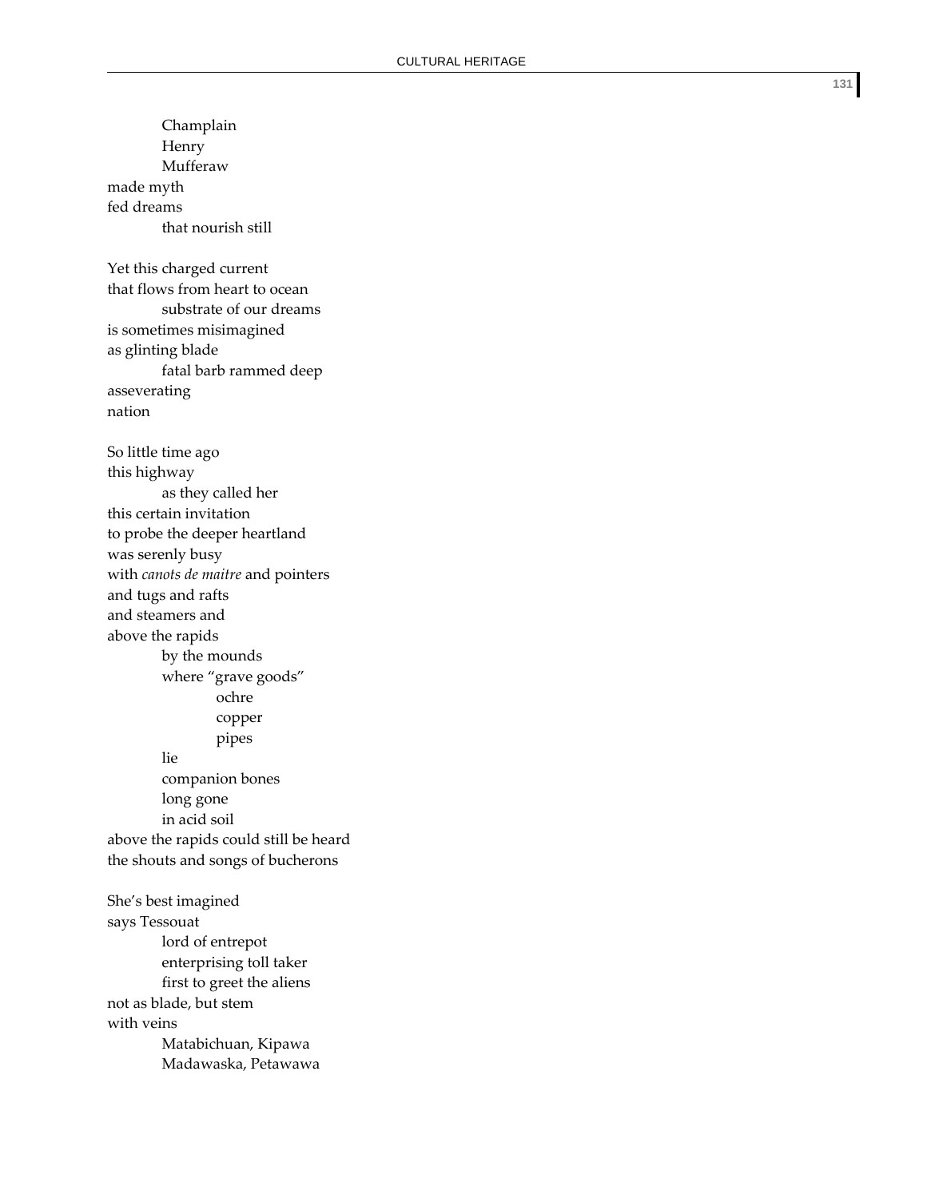Champlain  
Henry  
Mufferaw  
made myth  
fed dreams  
that nourish still

Yet this charged current  
that flows from heart to ocean  
substrate of our dreams  
is sometimes misimagined  
as glinting blade  
fatal barb rammed deep  
asseverating  
nation

So little time ago  
this highway  
as they called her  
this certain invitation  
to probe the deeper heartland  
was serenly busy  
with *canots de maitre* and pointers  
and tugs and rafts  
and steamers and  
above the rapids  
by the mounds  
where "grave goods"  
ochre  
copper  
pipes  
lie  
companion bones  
long gone  
in acid soil  
above the rapids could still be heard  
the shouts and songs of bucherons

She's best imagined  
says Tessouat  
lord of entrepot  
enterprising toll taker  
first to greet the aliens  
not as blade, but stem  
with veins  
Matabichuan, Kipawa  
Madawaska, Petawawa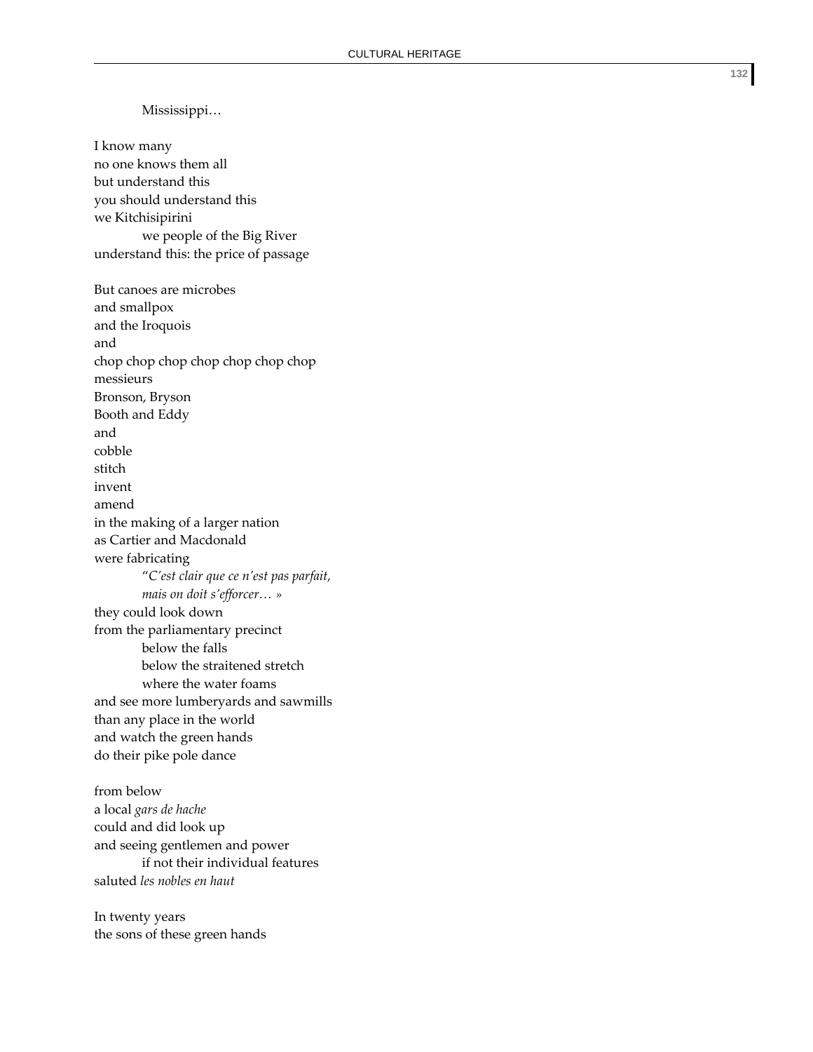Mississippi…

I know many  
no one knows them all  
but understand this  
you should understand this  
we Kitchisipirini  
 we people of the Big River  
understand this: the price of passage

But canoes are microbes  
and smallpox  
and the Iroquois  
and  
chop chop chop chop chop chop chop  
messieurs  
Bronson, Bryson  
Booth and Eddy  
and  
cobble  
stitch  
invent  
amend  
in the making of a larger nation  
as Cartier and Macdonald  
were fabricating  
 "*C'est clair que ce n'est pas parfait,*  
 *mais on doit s'efforcer… »*  
they could look down  
from the parliamentary precinct  
 below the falls  
 below the straitened stretch  
 where the water foams  
and see more lumberyards and sawmills  
than any place in the world  
and watch the green hands  
do their pike pole dance

from below  
a local *gars de hache*  
could and did look up  
and seeing gentlemen and power  
 if not their individual features  
saluted *les nobles en haut*

In twenty years  
the sons of these green hands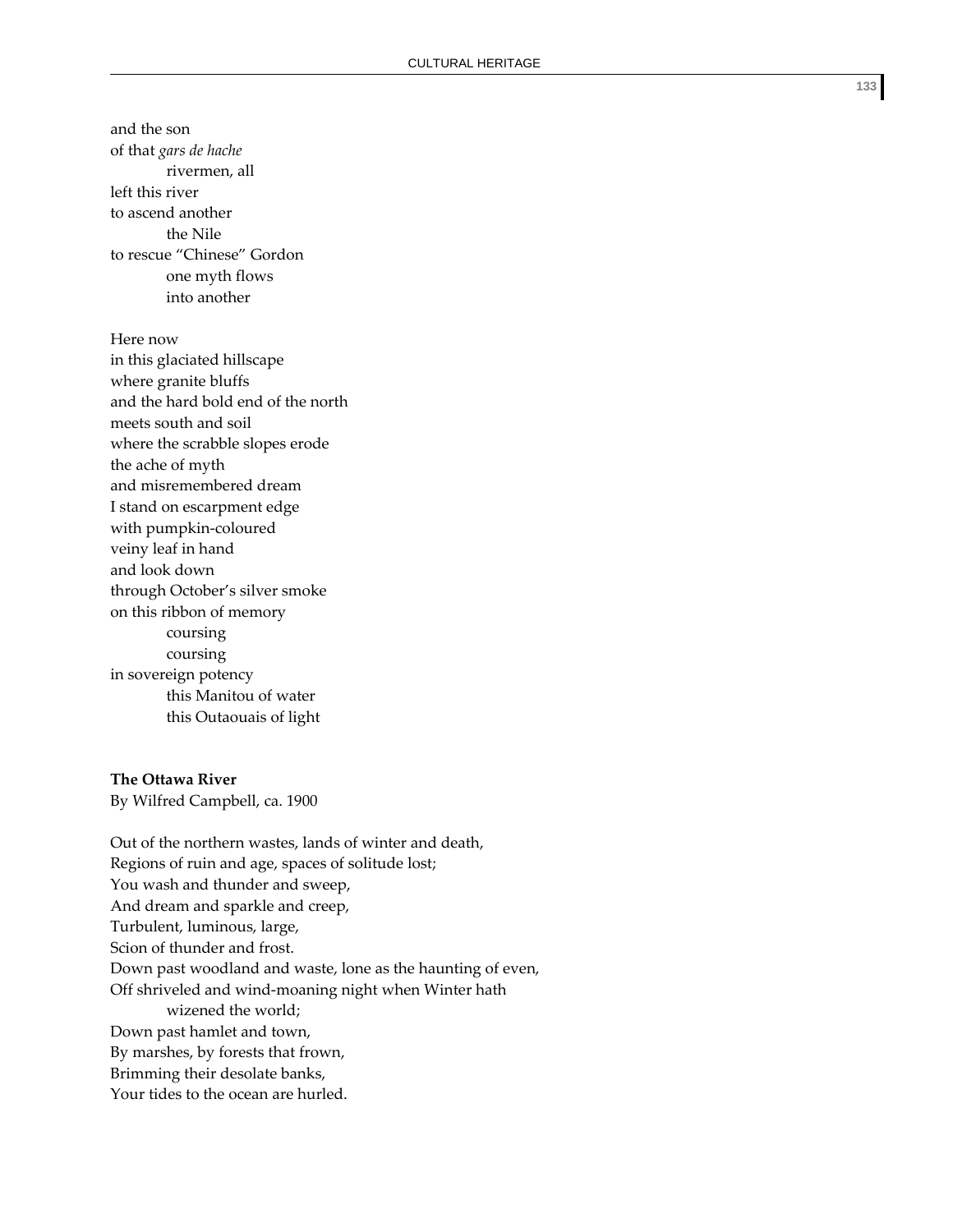and the son
of that *gars de hache*
    rivermen, all
left this river
to ascend another
    the Nile
to rescue "Chinese" Gordon
    one myth flows
    into another

Here now
in this glaciated hillscape
where granite bluffs
and the hard bold end of the north
meets south and soil
where the scrabble slopes erode
the ache of myth
and misremembered dream
I stand on escarpment edge
with pumpkin-coloured
veiny leaf in hand
and look down
through October's silver smoke
on this ribbon of memory
    coursing
    coursing
in sovereign potency
    this Manitou of water
    this Outaouais of light

**The Ottawa River**
By Wilfred Campbell, ca. 1900

Out of the northern wastes, lands of winter and death,
Regions of ruin and age, spaces of solitude lost;
You wash and thunder and sweep,
And dream and sparkle and creep,
Turbulent, luminous, large,
Scion of thunder and frost.
Down past woodland and waste, lone as the haunting of even,
Off shriveled and wind-moaning night when Winter hath
    wizened the world;
Down past hamlet and town,
By marshes, by forests that frown,
Brimming their desolate banks,
Your tides to the ocean are hurled.